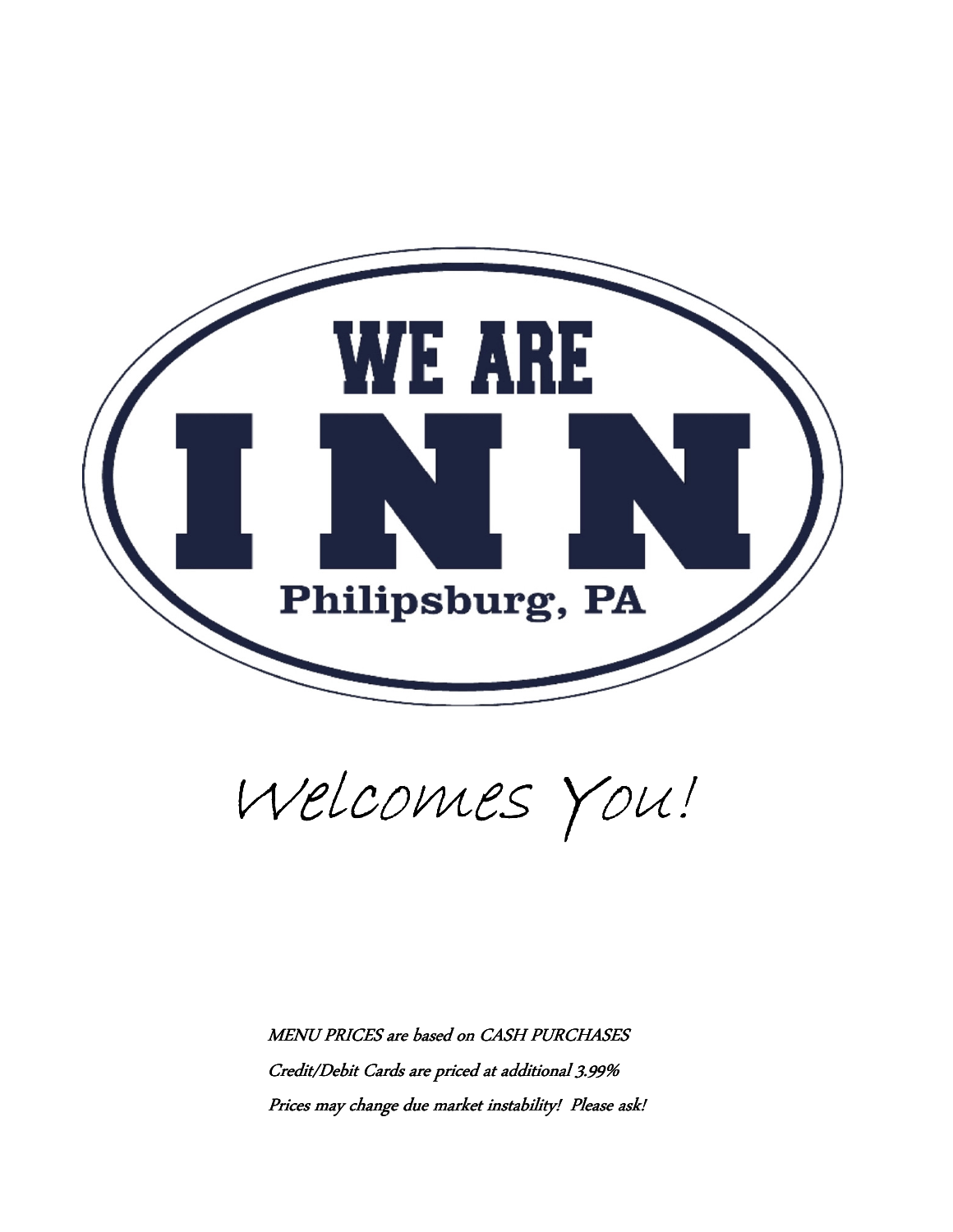# WE ARE INN

## Philipsburg, PA

Welcomes You!

*MENU PRICES are based on CASH PURCHASES*

*Credit/Debit Cards are priced at additional 3.99%*

*Prices may change due market instability! Please ask!*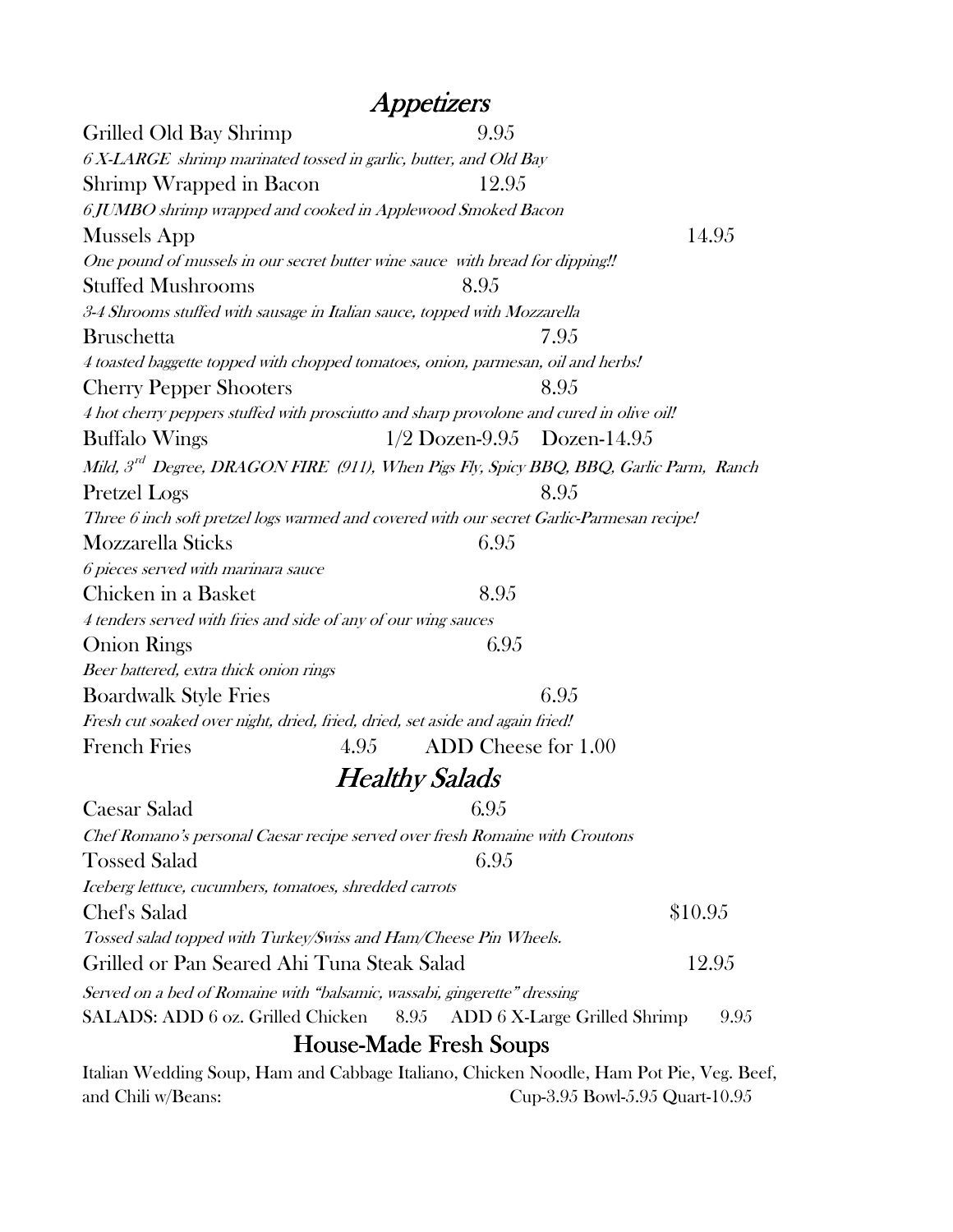# Appetizers

**Grilled Old Bay Shrimp** 9.95
*6 X-LARGE shrimp marinated tossed in garlic, butter, and Old Bay*

**Shrimp Wrapped in Bacon** 12.95
*6 JUMBO shrimp wrapped and cooked in Applewood Smoked Bacon*

**Mussels App** 14.95
*One pound of mussels in our secret butter wine sauce with bread for dipping!!*

**Stuffed Mushrooms** 8.95
*3-4 Shrooms stuffed with sausage in Italian sauce, topped with Mozzarella*

**Bruschetta** 7.95
*4 toasted baggette topped with chopped tomatoes, onion, parmesan, oil and herbs!*

**Cherry Pepper Shooters** 8.95
*4 hot cherry peppers stuffed with prosciutto and sharp provolone and cured in olive oil!*

**Buffalo Wings** 1/2 Dozen-9.95 Dozen-14.95
*Mild, 3rd Degree, DRAGON FIRE (911), When Pigs Fly, Spicy BBQ, BBQ, Garlic Parm, Ranch*

**Pretzel Logs** 8.95
*Three 6 inch soft pretzel logs warmed and covered with our secret Garlic-Parmesan recipe!*

**Mozzarella Sticks** 6.95
*6 pieces served with marinara sauce*

**Chicken in a Basket** 8.95
*4 tenders served with fries and side of any of our wing sauces*

**Onion Rings** 6.95
*Beer battered, extra thick onion rings*

**Boardwalk Style Fries** 6.95
*Fresh cut soaked over night, dried, fried, dried, set aside and again fried!*

**French Fries** 4.95 ADD Cheese for 1.00

# Healthy Salads

**Caesar Salad** 6.95
*Chef Romano's personal Caesar recipe served over fresh Romaine with Croutons*

**Tossed Salad** 6.95
*Iceberg lettuce, cucumbers, tomatoes, shredded carrots*

**Chef's Salad** $10.95
*Tossed salad topped with Turkey/Swiss and Ham/Cheese Pin Wheels.*

**Grilled or Pan Seared Ahi Tuna Steak Salad** 12.95
*Served on a bed of Romaine with "balsamic, wassabi, gingerette" dressing*

SALADS: ADD 6 oz. Grilled Chicken 8.95 ADD 6 X-Large Grilled Shrimp 9.95

## House-Made Fresh Soups

Italian Wedding Soup, Ham and Cabbage Italiano, Chicken Noodle, Ham Pot Pie, Veg. Beef, and Chili w/Beans: Cup-3.95 Bowl-5.95 Quart-10.95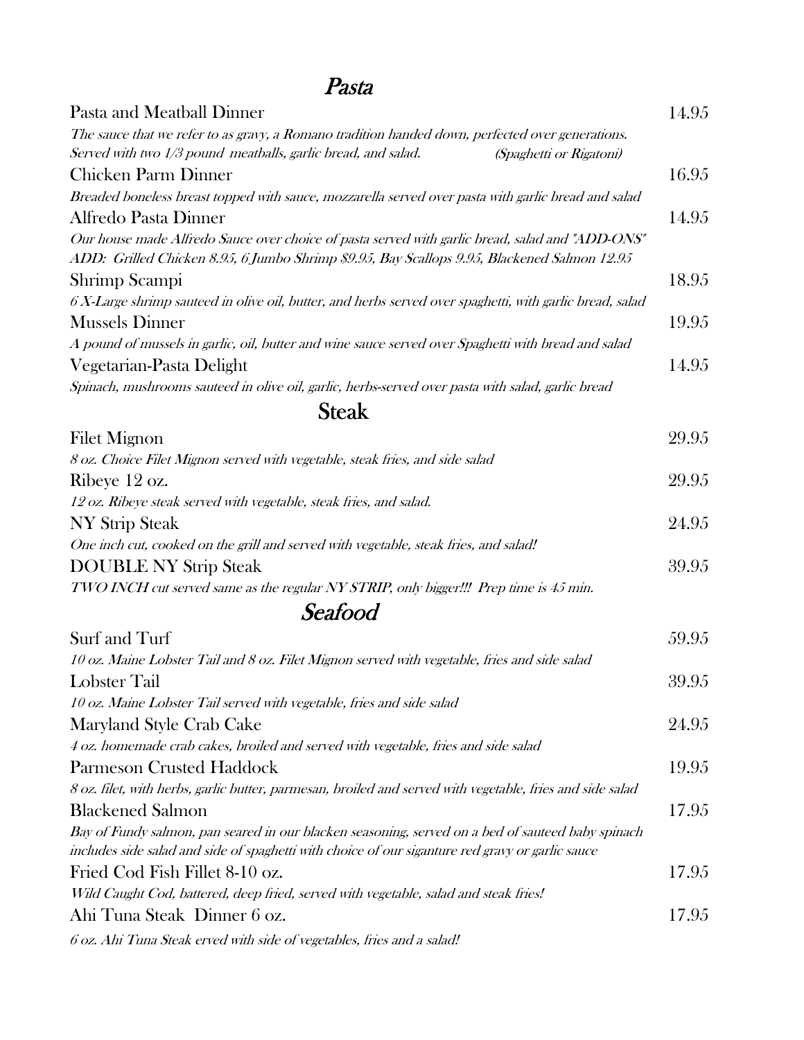## *Pasta*

**Pasta and Meatball Dinner** 14.95

*The sauce that we refer to as gravy, a Romano tradition handed down, perfected over generations. Served with two 1/3 pound meatballs, garlic bread, and salad. (Spaghetti or Rigatoni)*

**Chicken Parm Dinner** 16.95

*Breaded boneless breast topped with sauce, mozzarella served over pasta with garlic bread and salad*

**Alfredo Pasta Dinner** 14.95

*Our house made Alfredo Sauce over choice of pasta served with garlic bread, salad and "ADD-ONS"*
*ADD: Grilled Chicken 8.95, 6 Jumbo Shrimp $9.95, Bay Scallops 9.95, Blackened Salmon 12.95*

**Shrimp Scampi** 18.95

*6 X-Large shrimp sauteed in olive oil, butter, and herbs served over spaghetti, with garlic bread, salad*

**Mussels Dinner** 19.95

*A pound of mussels in garlic, oil, butter and wine sauce served over Spaghetti with bread and salad*

**Vegetarian-Pasta Delight** 14.95

*Spinach, mushrooms sauteed in olive oil, garlic, herbs-served over pasta with salad, garlic bread*

## Steak

**Filet Mignon** 29.95

*8 oz. Choice Filet Mignon served with vegetable, steak fries, and side salad*

**Ribeye 12 oz.** 29.95

*12 oz. Ribeye steak served with vegetable, steak fries, and salad.*

**NY Strip Steak** 24.95

*One inch cut, cooked on the grill and served with vegetable, steak fries, and salad!*

**DOUBLE NY Strip Steak** 39.95

*TWO INCH cut served same as the regular NY STRIP, only bigger!!! Prep time is 45 min.*

## *Seafood*

**Surf and Turf** 59.95

*10 oz. Maine Lobster Tail and 8 oz. Filet Mignon served with vegetable, fries and side salad*

**Lobster Tail** 39.95

*10 oz. Maine Lobster Tail served with vegetable, fries and side salad*

**Maryland Style Crab Cake** 24.95

*4 oz. homemade crab cakes, broiled and served with vegetable, fries and side salad*

**Parmeson Crusted Haddock** 19.95

*8 oz. filet, with herbs, garlic butter, parmesan, broiled and served with vegetable, fries and side salad*

**Blackened Salmon** 17.95

*Bay of Fundy salmon, pan seared in our blacken seasoning, served on a bed of sauteed baby spinach includes side salad and side of spaghetti with choice of our siganture red gravy or garlic sauce*

**Fried Cod Fish Fillet 8-10 oz.** 17.95

*Wild Caught Cod, battered, deep fried, served with vegetable, salad and steak fries!*

**Ahi Tuna Steak Dinner 6 oz.** 17.95

*6 oz. Ahi Tuna Steak erved with side of vegetables, fries and a salad!*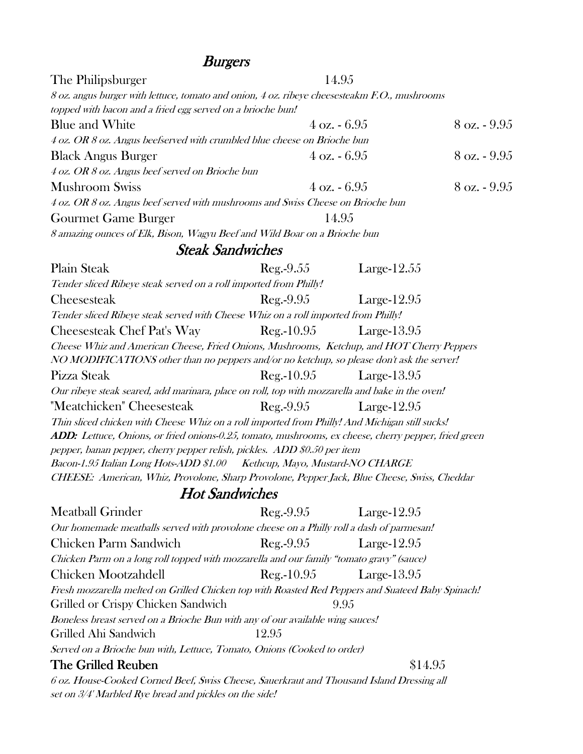## *Burgers*

The Philipsburger 14.95

*8 oz. angus burger with lettuce, tomato and onion, 4 oz. ribeye cheesesteakm F.O., mushrooms topped with bacon and a fried egg served on a brioche bun!*

Blue and White 4 oz. - 6.95 8 oz. - 9.95

*4 oz. OR 8 oz. Angus beefserved with crumbled blue cheese on Brioche bun*

Black Angus Burger 4 oz. - 6.95 8 oz. - 9.95

*4 oz. OR 8 oz. Angus beef served on Brioche bun*

Mushroom Swiss 4 oz. - 6.95 8 oz. - 9.95

*4 oz. OR 8 oz. Angus beef served with mushrooms and Swiss Cheese on Brioche bun*

Gourmet Game Burger 14.95

*8 amazing ounces of Elk, Bison, Wagyu Beef and Wild Boar on a Brioche bun*

## *Steak Sandwiches*

Plain Steak Reg.-9.55 Large-12.55

*Tender sliced Ribeye steak served on a roll imported from Philly!*

Cheesesteak Reg.-9.95 Large-12.95

*Tender sliced Ribeye steak served with Cheese Whiz on a roll imported from Philly!*

Cheesesteak Chef Pat's Way Reg.-10.95 Large-13.95

*Cheese Whiz and American Cheese, Fried Onions, Mushrooms, Ketchup, and HOT Cherry Peppers NO MODIFICATIONS other than no peppers and/or no ketchup, so please don't ask the server!*

Pizza Steak Reg.-10.95 Large-13.95

*Our ribeye steak seared, add marinara, place on roll, top with mozzarella and bake in the oven!*

"Meatchicken" Cheesesteak Reg.-9.95 Large-12.95

*Thin sliced chicken with Cheese Whiz on a roll imported from Philly! And Michigan still sucks!*

***ADD:*** *Lettuce, Onions, or fried onions-0.25, tomato, mushrooms, ex cheese, cherry pepper, fried green pepper, banan pepper, cherry pepper relish, pickles. ADD $0.50 per item*

*Bacon-1.95 Italian Long Hots-ADD $1.00 Kethcup, Mayo, Mustard-NO CHARGE*

*CHEESE: American, Whiz, Provolone, Sharp Provolone, Pepper Jack, Blue Cheese, Swiss, Cheddar*

## *Hot Sandwiches*

Meatball Grinder Reg.-9.95 Large-12.95

*Our homemade meatballs served with provolone cheese on a Philly roll a dash of parmesan!*

Chicken Parm Sandwich Reg.-9.95 Large-12.95

*Chicken Parm on a long roll topped with mozzarella and our family "tomato gravy" (sauce)*

Chicken Mootzahdell Reg.-10.95 Large-13.95

*Fresh mozzarella melted on Grilled Chicken top with Roasted Red Peppers and Suateed Baby Spinach!*

Grilled or Crispy Chicken Sandwich 9.95

*Boneless breast served on a Brioche Bun with any of our available wing sauces!*

Grilled Ahi Sandwich 12.95

*Served on a Brioche bun with, Lettuce, Tomato, Onions (Cooked to order)*

**The Grilled Reuben** $14.95

*6 oz. House-Cooked Corned Beef, Swiss Cheese, Sauerkraut and Thousand Island Dressing all set on 3/4' Marbled Rye bread and pickles on the side!*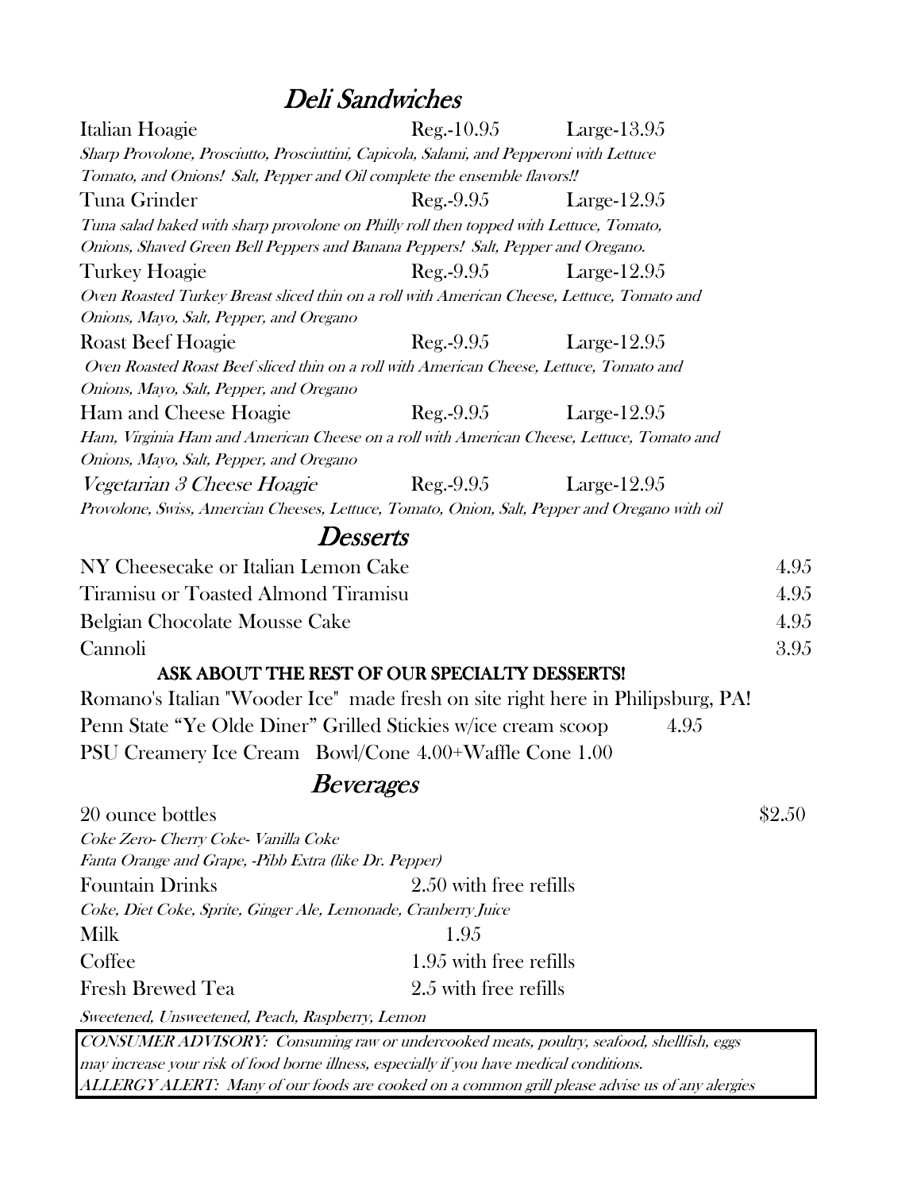## *Deli Sandwiches*

Italian Hoagie Reg.-10.95 Large-13.95

*Sharp Provolone, Prosciutto, Prosciuttini, Capicola, Salami, and Pepperoni with Lettuce Tomato, and Onions! Salt, Pepper and Oil complete the ensemble flavors!!*

Tuna Grinder Reg.-9.95 Large-12.95

*Tuna salad baked with sharp provolone on Philly roll then topped with Lettuce, Tomato, Onions, Shaved Green Bell Peppers and Banana Peppers! Salt, Pepper and Oregano.*

Turkey Hoagie Reg.-9.95 Large-12.95

*Oven Roasted Turkey Breast sliced thin on a roll with American Cheese, Lettuce, Tomato and Onions, Mayo, Salt, Pepper, and Oregano*

Roast Beef Hoagie Reg.-9.95 Large-12.95

*Oven Roasted Roast Beef sliced thin on a roll with American Cheese, Lettuce, Tomato and Onions, Mayo, Salt, Pepper, and Oregano*

Ham and Cheese Hoagie Reg.-9.95 Large-12.95

*Ham, Virginia Ham and American Cheese on a roll with American Cheese, Lettuce, Tomato and Onions, Mayo, Salt, Pepper, and Oregano*

*Vegetarian 3 Cheese Hoagie* Reg.-9.95 Large-12.95

*Provolone, Swiss, Amercian Cheeses, Lettuce, Tomato, Onion, Salt, Pepper and Oregano with oil*

## *Desserts*

| | |
|---|---|
| NY Cheesecake or Italian Lemon Cake | 4.95 |
| Tiramisu or Toasted Almond Tiramisu | 4.95 |
| Belgian Chocolate Mousse Cake | 4.95 |
| Cannoli | 3.95 |

**ASK ABOUT THE REST OF OUR SPECIALTY DESSERTS!**

Romano's Italian "Wooder Ice" made fresh on site right here in Philipsburg, PA!

Penn State "Ye Olde Diner" Grilled Stickies w/ice cream scoop 4.95

PSU Creamery Ice Cream Bowl/Cone 4.00+Waffle Cone 1.00

## *Beverages*

20 ounce bottles $2.50

*Coke Zero- Cherry Coke- Vanilla Coke*

*Fanta Orange and Grape, -Pibb Extra (like Dr. Pepper)*

Fountain Drinks 2.50 with free refills

*Coke, Diet Coke, Sprite, Ginger Ale, Lemonade, Cranberry Juice*

Milk 1.95

Coffee 1.95 with free refills

Fresh Brewed Tea 2.5 with free refills

*Sweetened, Unsweetened, Peach, Raspberry, Lemon*

*CONSUMER ADVISORY: Consuming raw or undercooked meats, poultry, seafood, shellfish, eggs may increase your risk of food borne illness, especially if you have medical conditions.*

*ALLERGY ALERT: Many of our foods are cooked on a common grill please advise us of any alergies*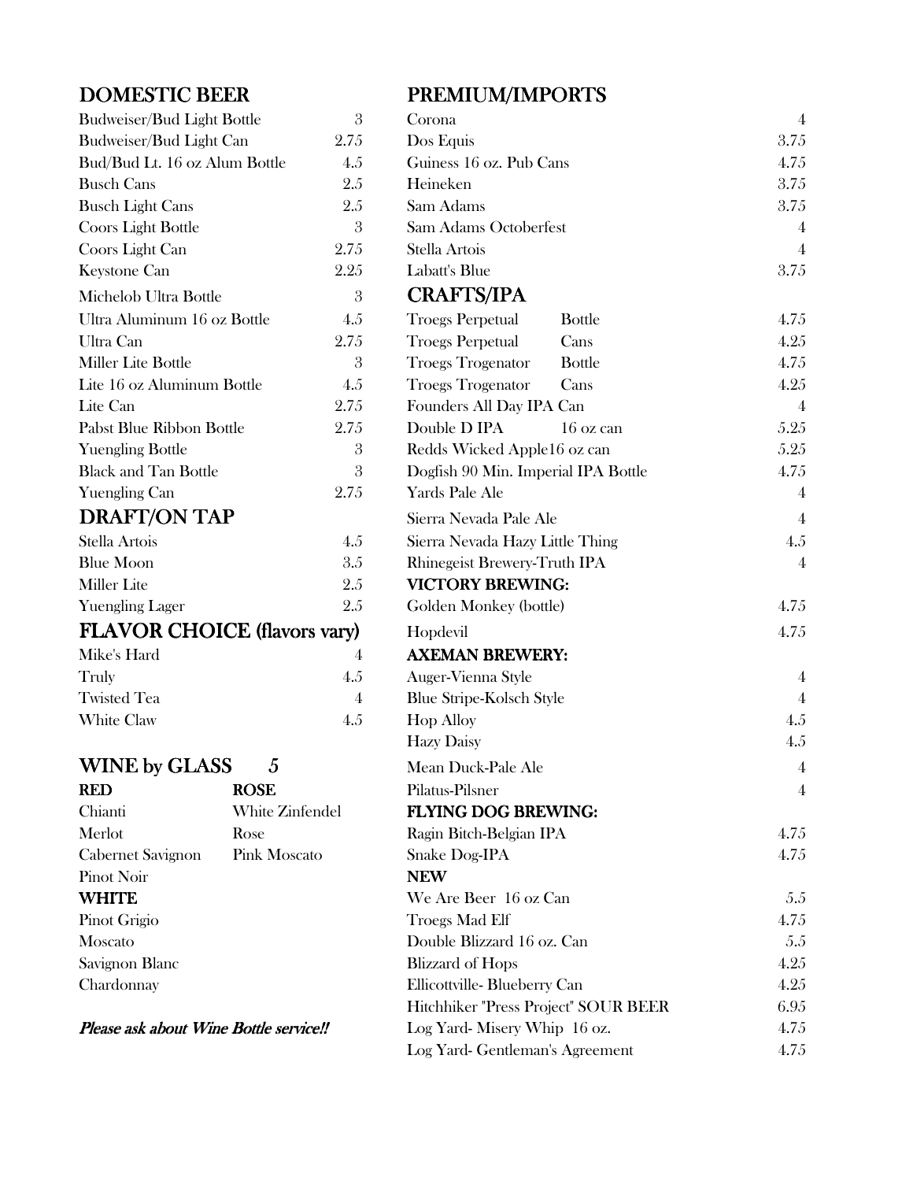## DOMESTIC BEER

| | |
|---|---|
| Budweiser/Bud Light Bottle | 3 |
| Budweiser/Bud Light Can | 2.75 |
| Bud/Bud Lt. 16 oz Alum Bottle | 4.5 |
| Busch Cans | 2.5 |
| Busch Light Cans | 2.5 |
| Coors Light Bottle | 3 |
| Coors Light Can | 2.75 |
| Keystone Can | 2.25 |
| Michelob Ultra Bottle | 3 |
| Ultra Aluminum 16 oz Bottle | 4.5 |
| Ultra Can | 2.75 |
| Miller Lite Bottle | 3 |
| Lite 16 oz Aluminum Bottle | 4.5 |
| Lite Can | 2.75 |
| Pabst Blue Ribbon Bottle | 2.75 |
| Yuengling Bottle | 3 |
| Black and Tan Bottle | 3 |
| Yuengling Can | 2.75 |

## DRAFT/ON TAP

| | |
|---|---|
| Stella Artois | 4.5 |
| Blue Moon | 3.5 |
| Miller Lite | 2.5 |
| Yuengling Lager | 2.5 |

## FLAVOR CHOICE (flavors vary)

| | |
|---|---|
| Mike's Hard | 4 |
| Truly | 4.5 |
| Twisted Tea | 4 |
| White Claw | 4.5 |

## WINE by GLASS *5*

| RED | ROSE |
|---|---|
| Chianti | White Zinfendel |
| Merlot | Rose |
| Cabernet Savignon | Pink Moscato |
| Pinot Noir | |

**WHITE**

Pinot Grigio
Moscato
Savignon Blanc
Chardonnay

***Please ask about Wine Bottle service!!***

## PREMIUM/IMPORTS

| | |
|---|---|
| Corona | 4 |
| Dos Equis | 3.75 |
| Guiness 16 oz. Pub Cans | 4.75 |
| Heineken | 3.75 |
| Sam Adams | 3.75 |
| Sam Adams Octoberfest | 4 |
| Stella Artois | 4 |
| Labatt's Blue | 3.75 |

## CRAFTS/IPA

| | |
|---|---|
| Troegs Perpetual Bottle | 4.75 |
| Troegs Perpetual Cans | 4.25 |
| Troegs Trogenator Bottle | 4.75 |
| Troegs Trogenator Cans | 4.25 |
| Founders All Day IPA Can | 4 |
| Double D IPA 16 oz can | 5.25 |
| Redds Wicked Apple16 oz can | 5.25 |
| Dogfish 90 Min. Imperial IPA Bottle | 4.75 |
| Yards Pale Ale | 4 |
| Sierra Nevada Pale Ale | 4 |
| Sierra Nevada Hazy Little Thing | 4.5 |
| Rhinegeist Brewery-Truth IPA | 4 |
| **VICTORY BREWING:** | |
| Golden Monkey (bottle) | 4.75 |
| Hopdevil | 4.75 |
| **AXEMAN BREWERY:** | |
| Auger-Vienna Style | 4 |
| Blue Stripe-Kolsch Style | 4 |
| Hop Alloy | 4.5 |
| Hazy Daisy | 4.5 |
| Mean Duck-Pale Ale | 4 |
| Pilatus-Pilsner | 4 |
| **FLYING DOG BREWING:** | |
| Ragin Bitch-Belgian IPA | 4.75 |
| Snake Dog-IPA | 4.75 |
| **NEW** | |
| We Are Beer 16 oz Can | 5.5 |
| Troegs Mad Elf | 4.75 |
| Double Blizzard 16 oz. Can | 5.5 |
| Blizzard of Hops | 4.25 |
| Ellicottville- Blueberry Can | 4.25 |
| Hitchhiker "Press Project" SOUR BEER | 6.95 |
| Log Yard- Misery Whip 16 oz. | 4.75 |
| Log Yard- Gentleman's Agreement | 4.75 |